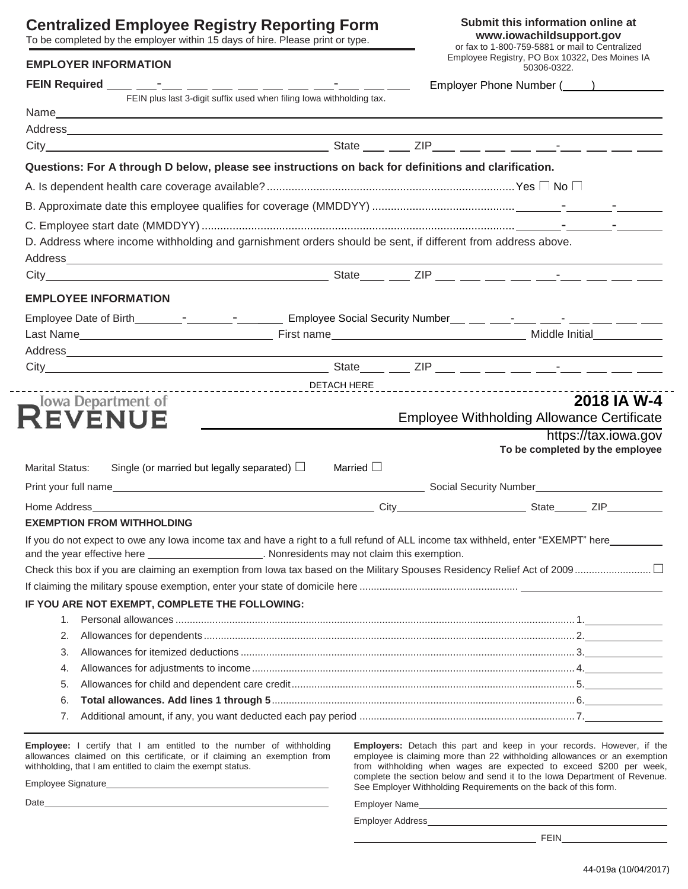# Centralized Employee Registry Reporting Form

To be completed by the employer within 15 days of hire. Please print or type.

**Submit this information online at www.iowachildsupport.gov**
or fax to 1-800-759-5881 or mail to Centralized Employee Registry, PO Box 10322, Des Moines IA 50306-0322.

## EMPLOYER INFORMATION

**FEIN Required** ___ ___-___ ___ ___ ___ ___ ___ ___-___ ___ ___ Employer Phone Number (____)__________

FEIN plus last 3-digit suffix used when filing Iowa withholding tax.

Name______________________________________________

Address______________________________________________

City______________________________ State ___ ___ ZIP___ ___ ___ ___ ___-___ ___ ___ ___

**Questions: For A through D below, please see instructions on back for definitions and clarification.**

A. Is dependent health care coverage available? ............ Yes ☐ No ☐

B. Approximate date this employee qualifies for coverage (MMDDYY) ............ ______-______-______

C. Employee start date (MMDDYY) ............ ______-______-______

D. Address where income withholding and garnishment orders should be sent, if different from address above.

Address______________________________________________

City______________________________ State___ ___ ZIP ___ ___ ___ ___ ___-___ ___ ___ ___

## EMPLOYEE INFORMATION

Employee Date of Birth______-______-______ Employee Social Security Number___ ___ ___-___ ___-___ ___ ___ ___

Last Name____________________ First name____________________ Middle Initial________

Address______________________________________________

City______________________________ State___ ___ ZIP ___ ___ ___ ___ ___-___ ___ ___ ___

DETACH HERE

---

Iowa Department of **REVENUE**

# 2018 IA W-4

## Employee Withholding Allowance Certificate

https://tax.iowa.gov

**To be completed by the employee**

Marital Status: Single (or married but legally separated) ☐ Married ☐

Print your full name______________________________ Social Security Number________________

Home Address______________________________ City________________ State______ ZIP________

**EXEMPTION FROM WITHHOLDING**

If you do not expect to owe any Iowa income tax and have a right to a full refund of ALL income tax withheld, enter "EXEMPT" here________ and the year effective here ________________. Nonresidents may not claim this exemption.

Check this box if you are claiming an exemption from Iowa tax based on the Military Spouses Residency Relief Act of 2009 .......... ☐

If claiming the military spouse exemption, enter your state of domicile here ............ ________________

**IF YOU ARE NOT EXEMPT, COMPLETE THE FOLLOWING:**

1. Personal allowances ............ 1.________
2. Allowances for dependents ............ 2.________
3. Allowances for itemized deductions ............ 3.________
4. Allowances for adjustments to income ............ 4.________
5. Allowances for child and dependent care credit ............ 5.________
6. **Total allowances. Add lines 1 through 5** ............ 6.________
7. Additional amount, if any, you want deducted each pay period ............ 7.________

**Employee:** I certify that I am entitled to the number of withholding allowances claimed on this certificate, or if claiming an exemption from withholding, that I am entitled to claim the exempt status.

Employee Signature______________________________

Date______________________________

**Employers:** Detach this part and keep in your records. However, if the employee is claiming more than 22 withholding allowances or an exemption from withholding when wages are expected to exceed $200 per week, complete the section below and send it to the Iowa Department of Revenue. See Employer Withholding Requirements on the back of this form.

Employer Name______________________________

Employer Address______________________________

______________________________ FEIN________________

44-019a (10/04/2017)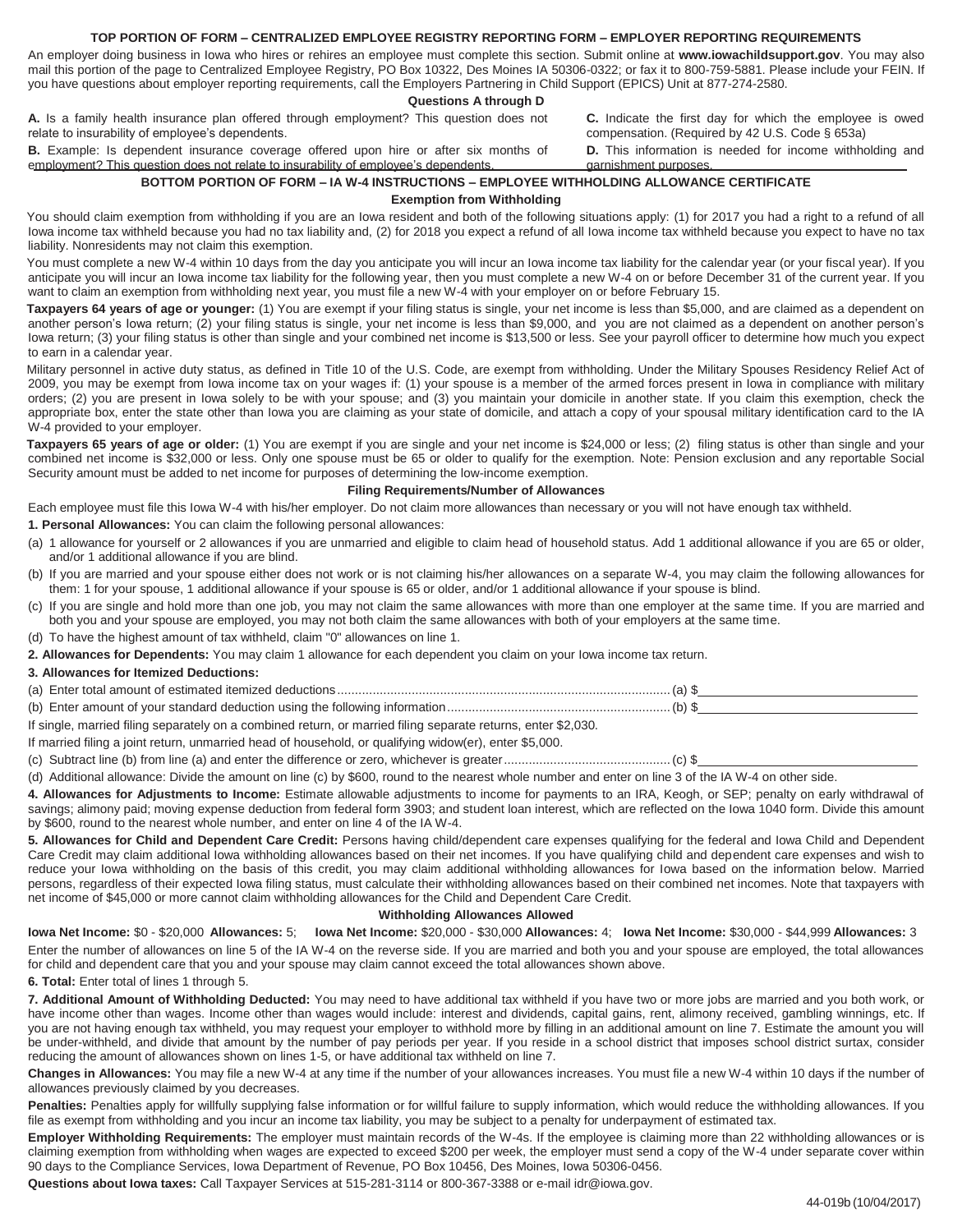## TOP PORTION OF FORM – CENTRALIZED EMPLOYEE REGISTRY REPORTING FORM – EMPLOYER REPORTING REQUIREMENTS

An employer doing business in Iowa who hires or rehires an employee must complete this section. Submit online at **www.iowachildsupport.gov**. You may also mail this portion of the page to Centralized Employee Registry, PO Box 10322, Des Moines IA 50306-0322; or fax it to 800-759-5881. Please include your FEIN. If you have questions about employer reporting requirements, call the Employers Partnering in Child Support (EPICS) Unit at 877-274-2580.

### Questions A through D

**A.** Is a family health insurance plan offered through employment? This question does not relate to insurability of employee's dependents.

**B.** Example: Is dependent insurance coverage offered upon hire or after six months of employment? This question does not relate to insurability of employee's dependents.

**C.** Indicate the first day for which the employee is owed compensation. (Required by 42 U.S. Code § 653a)

**D.** This information is needed for income withholding and garnishment purposes.

## BOTTOM PORTION OF FORM – IA W-4 INSTRUCTIONS – EMPLOYEE WITHHOLDING ALLOWANCE CERTIFICATE

### Exemption from Withholding

You should claim exemption from withholding if you are an Iowa resident and both of the following situations apply: (1) for 2017 you had a right to a refund of all Iowa income tax withheld because you had no tax liability and, (2) for 2018 you expect a refund of all Iowa income tax withheld because you expect to have no tax liability. Nonresidents may not claim this exemption.

You must complete a new W-4 within 10 days from the day you anticipate you will incur an Iowa income tax liability for the calendar year (or your fiscal year). If you anticipate you will incur an Iowa income tax liability for the following year, then you must complete a new W-4 on or before December 31 of the current year. If you want to claim an exemption from withholding next year, you must file a new W-4 with your employer on or before February 15.

**Taxpayers 64 years of age or younger:** (1) You are exempt if your filing status is single, your net income is less than $5,000, and are claimed as a dependent on another person's Iowa return; (2) your filing status is single, your net income is less than $9,000, and you are not claimed as a dependent on another person's Iowa return; (3) your filing status is other than single and your combined net income is $13,500 or less. See your payroll officer to determine how much you expect to earn in a calendar year.

Military personnel in active duty status, as defined in Title 10 of the U.S. Code, are exempt from withholding. Under the Military Spouses Residency Relief Act of 2009, you may be exempt from Iowa income tax on your wages if: (1) your spouse is a member of the armed forces present in Iowa in compliance with military orders; (2) you are present in Iowa solely to be with your spouse; and (3) you maintain your domicile in another state. If you claim this exemption, check the appropriate box, enter the state other than Iowa you are claiming as your state of domicile, and attach a copy of your spousal military identification card to the IA W-4 provided to your employer.

**Taxpayers 65 years of age or older:** (1) You are exempt if you are single and your net income is $24,000 or less; (2) filing status is other than single and your combined net income is $32,000 or less. Only one spouse must be 65 or older to qualify for the exemption. Note: Pension exclusion and any reportable Social Security amount must be added to net income for purposes of determining the low-income exemption.

### Filing Requirements/Number of Allowances

Each employee must file this Iowa W-4 with his/her employer. Do not claim more allowances than necessary or you will not have enough tax withheld.

**1. Personal Allowances:** You can claim the following personal allowances:

(a) 1 allowance for yourself or 2 allowances if you are unmarried and eligible to claim head of household status. Add 1 additional allowance if you are 65 or older, and/or 1 additional allowance if you are blind.

(b) If you are married and your spouse either does not work or is not claiming his/her allowances on a separate W-4, you may claim the following allowances for them: 1 for your spouse, 1 additional allowance if your spouse is 65 or older, and/or 1 additional allowance if your spouse is blind.

(c) If you are single and hold more than one job, you may not claim the same allowances with more than one employer at the same time. If you are married and both you and your spouse are employed, you may not both claim the same allowances with both of your employers at the same time.

(d) To have the highest amount of tax withheld, claim "0" allowances on line 1.

**2. Allowances for Dependents:** You may claim 1 allowance for each dependent you claim on your Iowa income tax return.

**3. Allowances for Itemized Deductions:**

(a) Enter total amount of estimated itemized deductions .......... (a) $________

(b) Enter amount of your standard deduction using the following information .......... (b) $________

If single, married filing separately on a combined return, or married filing separate returns, enter $2,030.

If married filing a joint return, unmarried head of household, or qualifying widow(er), enter $5,000.

(c) Subtract line (b) from line (a) and enter the difference or zero, whichever is greater .......... (c) $________

(d) Additional allowance: Divide the amount on line (c) by $600, round to the nearest whole number and enter on line 3 of the IA W-4 on other side.

**4. Allowances for Adjustments to Income:** Estimate allowable adjustments to income for payments to an IRA, Keogh, or SEP; penalty on early withdrawal of savings; alimony paid; moving expense deduction from federal form 3903; and student loan interest, which are reflected on the Iowa 1040 form. Divide this amount by $600, round to the nearest whole number, and enter on line 4 of the IA W-4.

**5. Allowances for Child and Dependent Care Credit:** Persons having child/dependent care expenses qualifying for the federal and Iowa Child and Dependent Care Credit may claim additional Iowa withholding allowances based on their net incomes. If you have qualifying child and dependent care expenses and wish to reduce your Iowa withholding on the basis of this credit, you may claim additional withholding allowances for Iowa based on the information below. Married persons, regardless of their expected Iowa filing status, must calculate their withholding allowances based on their combined net incomes. Note that taxpayers with net income of $45,000 or more cannot claim withholding allowances for the Child and Dependent Care Credit.

### Withholding Allowances Allowed

**Iowa Net Income:** $0 - $20,000 **Allowances:** 5; **Iowa Net Income:** $20,000 - $30,000 **Allowances:** 4; **Iowa Net Income:** $30,000 - $44,999 **Allowances:** 3

Enter the number of allowances on line 5 of the IA W-4 on the reverse side. If you are married and both you and your spouse are employed, the total allowances for child and dependent care that you and your spouse may claim cannot exceed the total allowances shown above.

**6. Total:** Enter total of lines 1 through 5.

**7. Additional Amount of Withholding Deducted:** You may need to have additional tax withheld if you have two or more jobs are married and you both work, or have income other than wages. Income other than wages would include: interest and dividends, capital gains, rent, alimony received, gambling winnings, etc. If you are not having enough tax withheld, you may request your employer to withhold more by filling in an additional amount on line 7. Estimate the amount you will be under-withheld, and divide that amount by the number of pay periods per year. If you reside in a school district that imposes school district surtax, consider reducing the amount of allowances shown on lines 1-5, or have additional tax withheld on line 7.

**Changes in Allowances:** You may file a new W-4 at any time if the number of your allowances increases. You must file a new W-4 within 10 days if the number of allowances previously claimed by you decreases.

**Penalties:** Penalties apply for willfully supplying false information or for willful failure to supply information, which would reduce the withholding allowances. If you file as exempt from withholding and you incur an income tax liability, you may be subject to a penalty for underpayment of estimated tax.

**Employer Withholding Requirements:** The employer must maintain records of the W-4s. If the employee is claiming more than 22 withholding allowances or is claiming exemption from withholding when wages are expected to exceed $200 per week, the employer must send a copy of the W-4 under separate cover within 90 days to the Compliance Services, Iowa Department of Revenue, PO Box 10456, Des Moines, Iowa 50306-0456.

**Questions about Iowa taxes:** Call Taxpayer Services at 515-281-3114 or 800-367-3388 or e-mail idr@iowa.gov.

44-019b (10/04/2017)